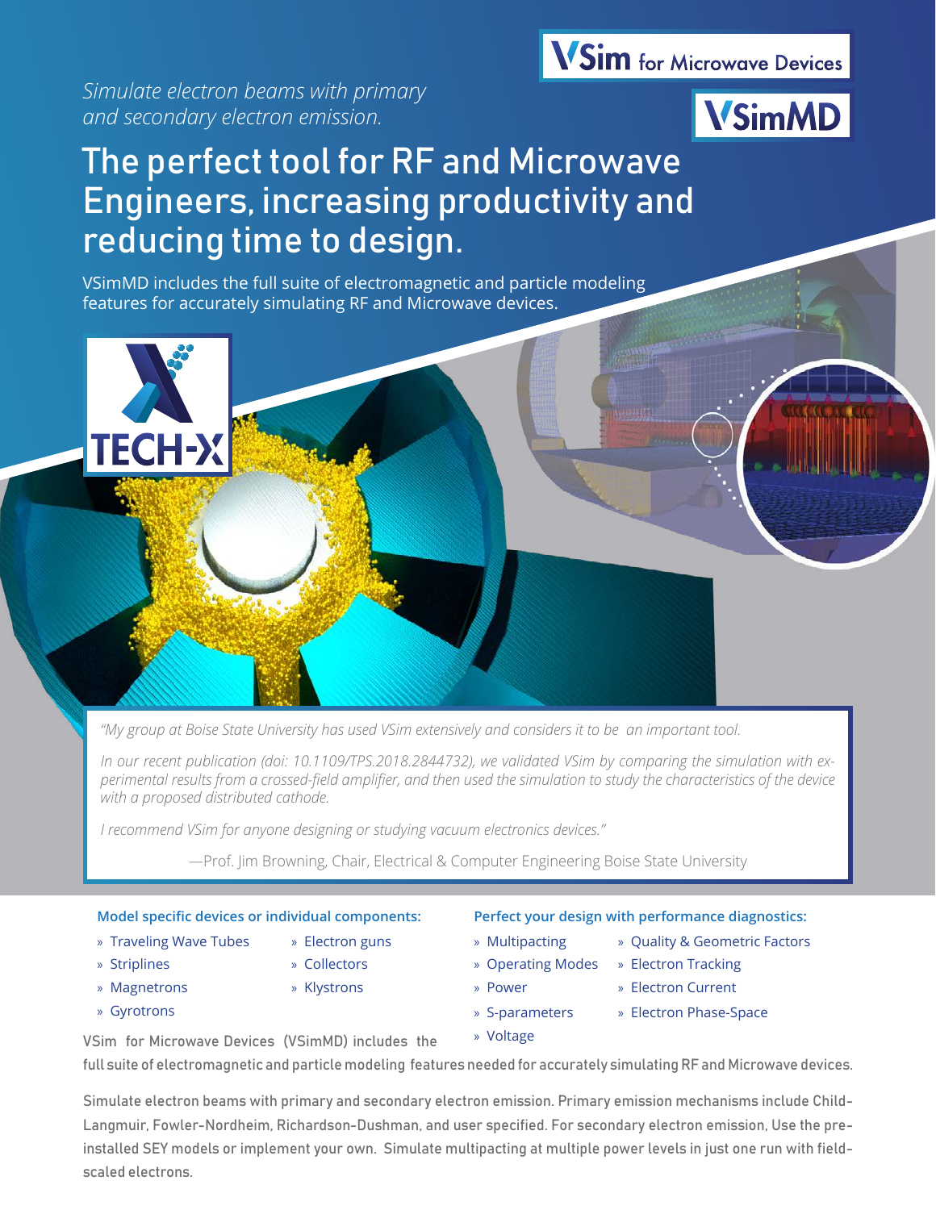VSim for Microwave Devices

VSimMD

*Simulate electron beams with primary and secondary electron emission.*

# The perfect tool for RF and Microwave Engineers, increasing productivity and reducing time to design.

VSimMD includes the full suite of electromagnetic and particle modeling features for accurately simulating RF and Microwave devices.

TECH-X

*"My group at Boise State University has used VSim extensively and considers it to be an important tool.*

*In our recent publication (doi: 10.1109/TPS.2018.2844732), we validated VSim by comparing the simulation with experimental results from a crossed-field amplifier, and then used the simulation to study the characteristics of the device with a proposed distributed cathode.*

*I recommend VSim for anyone designing or studying vacuum electronics devices."*

—Prof. Jim Browning, Chair, Electrical & Computer Engineering Boise State University

**Model specific devices or individual components:**

- Traveling Wave Tubes
- Striplines
- Magnetrons
- Gyrotrons
- Electron guns
- Collectors
- Klystrons

**Perfect your design with performance diagnostics:**

- Multipacting
- Operating Modes
- Power
- S-parameters
- Voltage
- Quality & Geometric Factors
- Electron Tracking
- Electron Current
- Electron Phase-Space

VSim for Microwave Devices (VSimMD) includes the full suite of electromagnetic and particle modeling features needed for accurately simulating RF and Microwave devices.

Simulate electron beams with primary and secondary electron emission. Primary emission mechanisms include Child-Langmuir, Fowler-Nordheim, Richardson-Dushman, and user specified. For secondary electron emission, Use the pre-installed SEY models or implement your own. Simulate multipacting at multiple power levels in just one run with field-scaled electrons.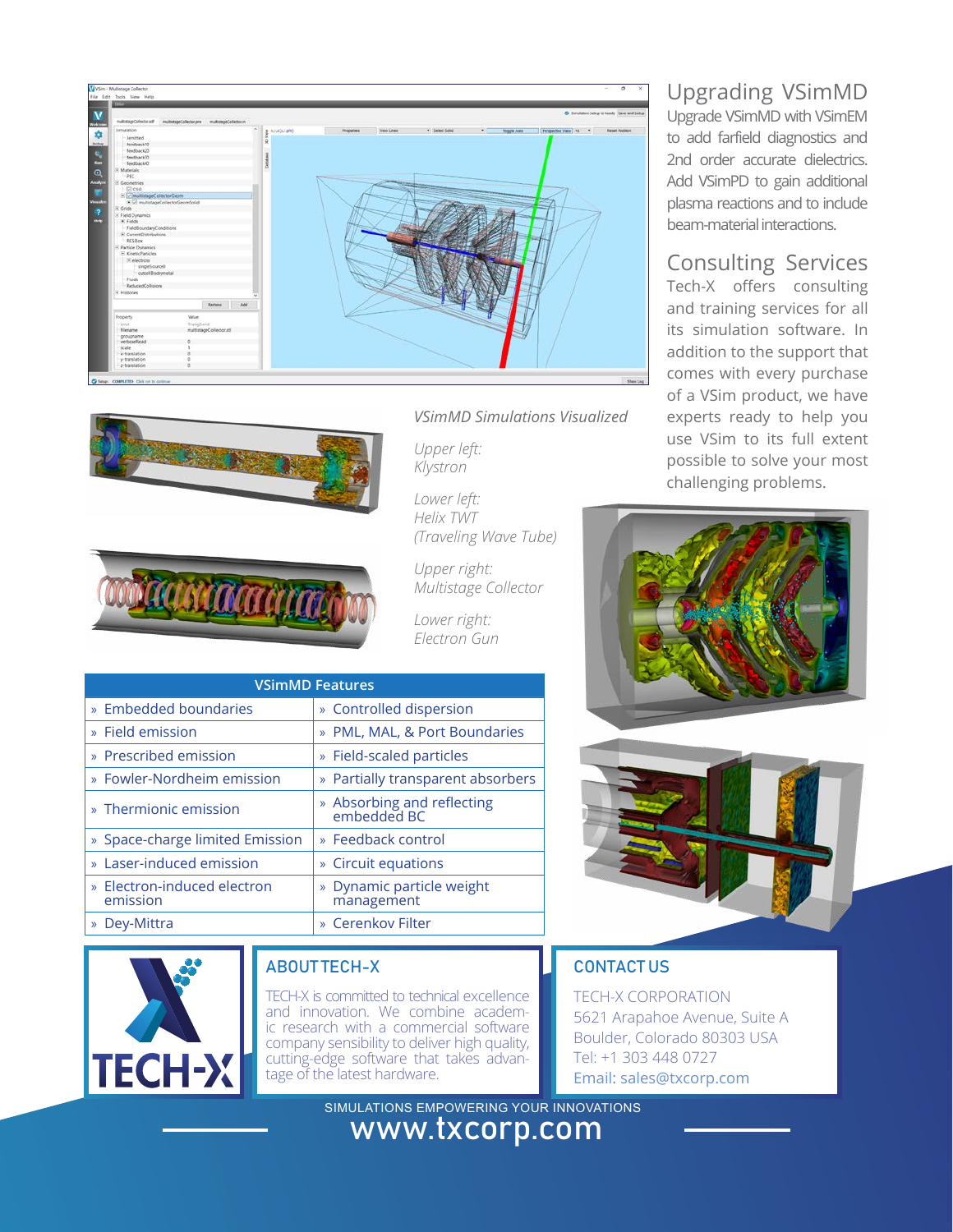## Upgrading VSimMD

Upgrade VSimMD with VSimEM to add farfield diagnostics and 2nd order accurate dielectrics. Add VSimPD to gain additional plasma reactions and to include beam-material interactions.

## Consulting Services

Tech-X offers consulting and training services for all its simulation software. In addition to the support that comes with every purchase of a VSim product, we have experts ready to help you use VSim to its full extent possible to solve your most challenging problems.

*VSimMD Simulations Visualized*

*Upper left: Klystron*

*Lower left: Helix TWT (Traveling Wave Tube)*

*Upper right: Multistage Collector*

*Lower right: Electron Gun*

| VSimMD Features | |
|---|---|
| » Embedded boundaries | » Controlled dispersion |
| » Field emission | » PML, MAL, & Port Boundaries |
| » Prescribed emission | » Field-scaled particles |
| » Fowler-Nordheim emission | » Partially transparent absorbers |
| » Thermionic emission | » Absorbing and reflecting embedded BC |
| » Space-charge limited Emission | » Feedback control |
| » Laser-induced emission | » Circuit equations |
| » Electron-induced electron emission | » Dynamic particle weight management |
| » Dey-Mittra | » Cerenkov Filter |

## ABOUT TECH-X

TECH-X is committed to technical excellence and innovation. We combine academic research with a commercial software company sensibility to deliver high quality, cutting-edge software that takes advantage of the latest hardware.

## CONTACT US

TECH-X CORPORATION
5621 Arapahoe Avenue, Suite A
Boulder, Colorado 80303 USA
Tel: +1 303 448 0727
Email: sales@txcorp.com

SIMULATIONS EMPOWERING YOUR INNOVATIONS

www.txcorp.com